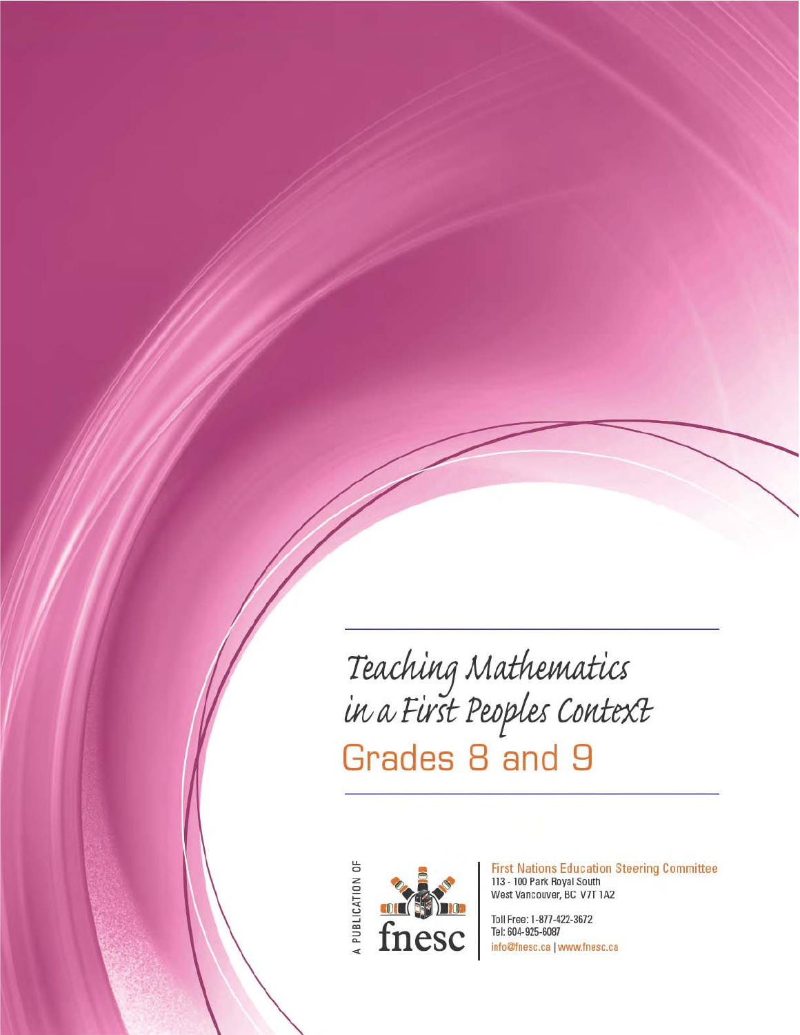# Teaching Mathematics in a First Peoples Context

## Grades 8 and 9

A PUBLICATION OF

fnesc

**First Nations Education Steering Committee**
113 - 100 Park Royal South
West Vancouver, BC V7T 1A2

Toll Free: 1-877-422-3672
Tel: 604-925-6087
info@fnesc.ca | www.fnesc.ca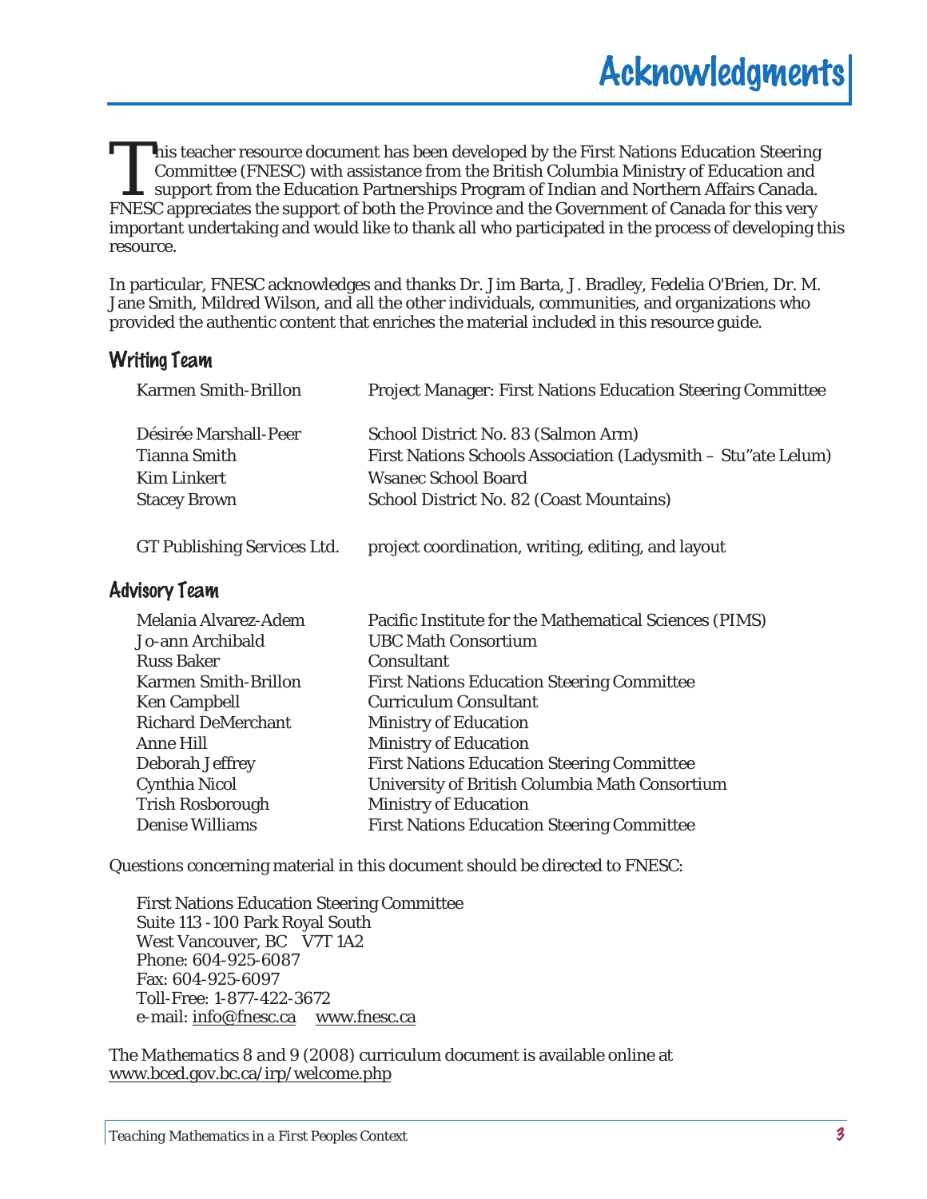# Acknowledgments

This teacher resource document has been developed by the First Nations Education Steering Committee (FNESC) with assistance from the British Columbia Ministry of Education and support from the Education Partnerships Program of Indian and Northern Affairs Canada. FNESC appreciates the support of both the Province and the Government of Canada for this very important undertaking and would like to thank all who participated in the process of developing this resource.

In particular, FNESC acknowledges and thanks Dr. Jim Barta, J. Bradley, Fedelia O'Brien, Dr. M. Jane Smith, Mildred Wilson, and all the other individuals, communities, and organizations who provided the authentic content that enriches the material included in this resource guide.

## Writing Team

| | |
|---|---|
| Karmen Smith-Brillon | Project Manager: First Nations Education Steering Committee |
| Désirée Marshall-Peer | School District No. 83 (Salmon Arm) |
| Tianna Smith | First Nations Schools Association (Ladysmith – Stu"ate Lelum) |
| Kim Linkert | Wsanec School Board |
| Stacey Brown | School District No. 82 (Coast Mountains) |
| GT Publishing Services Ltd. | project coordination, writing, editing, and layout |

## Advisory Team

| | |
|---|---|
| Melania Alvarez-Adem | Pacific Institute for the Mathematical Sciences (PIMS) |
| Jo-ann Archibald | UBC Math Consortium |
| Russ Baker | Consultant |
| Karmen Smith-Brillon | First Nations Education Steering Committee |
| Ken Campbell | Curriculum Consultant |
| Richard DeMerchant | Ministry of Education |
| Anne Hill | Ministry of Education |
| Deborah Jeffrey | First Nations Education Steering Committee |
| Cynthia Nicol | University of British Columbia Math Consortium |
| Trish Rosborough | Ministry of Education |
| Denise Williams | First Nations Education Steering Committee |

Questions concerning material in this document should be directed to FNESC:

First Nations Education Steering Committee
Suite 113 -100 Park Royal South
West Vancouver, BC V7T 1A2
Phone: 604-925-6087
Fax: 604-925-6097
Toll-Free: 1-877-422-3672
e-mail: info@fnesc.ca www.fnesc.ca

*The Mathematics 8 and 9 (2008)* curriculum document is available online at www.bced.gov.bc.ca/irp/welcome.php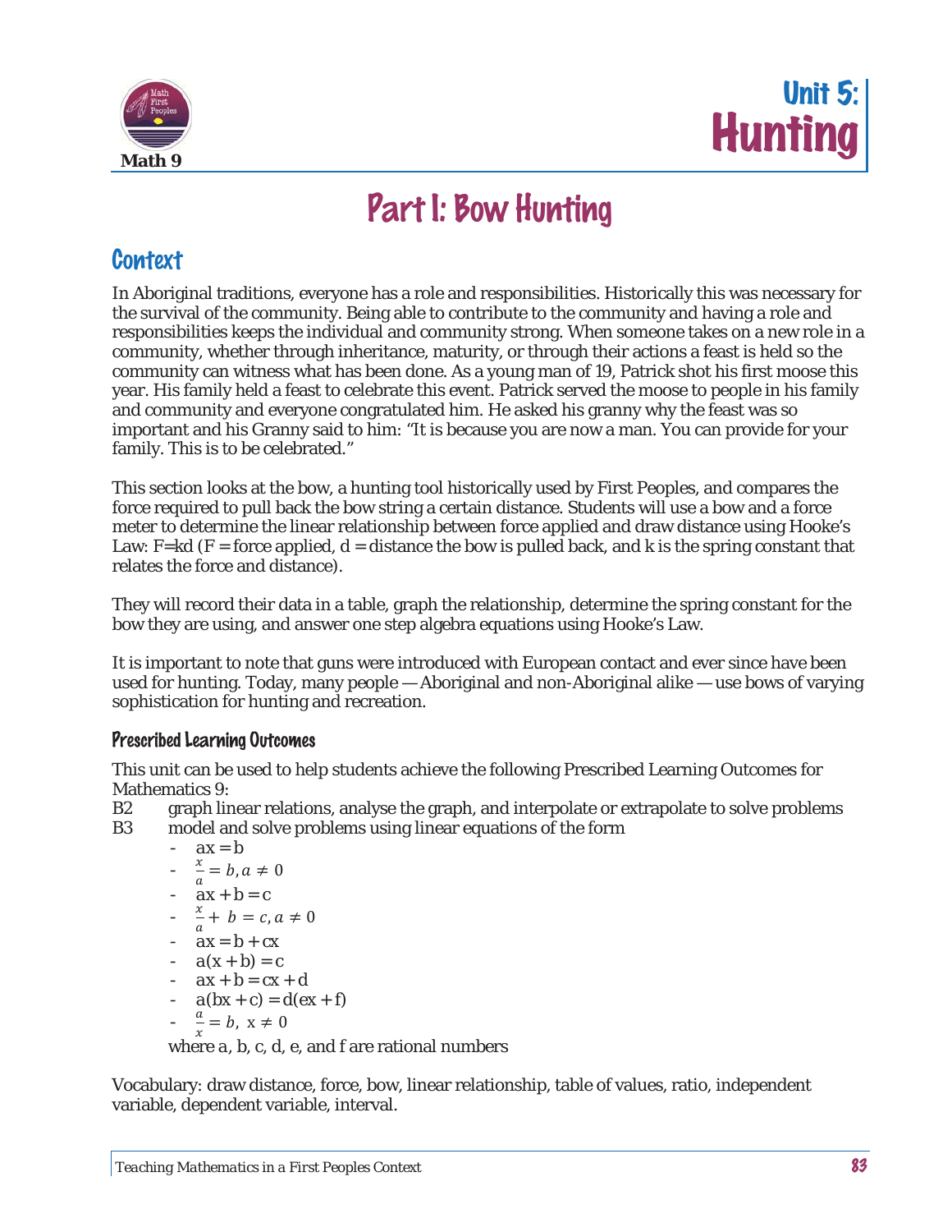# Unit 5: Hunting

## Part I: Bow Hunting

### Context

In Aboriginal traditions, everyone has a role and responsibilities. Historically this was necessary for the survival of the community. Being able to contribute to the community and having a role and responsibilities keeps the individual and community strong. When someone takes on a new role in a community, whether through inheritance, maturity, or through their actions a feast is held so the community can witness what has been done. As a young man of 19, Patrick shot his first moose this year. His family held a feast to celebrate this event. Patrick served the moose to people in his family and community and everyone congratulated him. He asked his granny why the feast was so important and his Granny said to him: "It is because you are now a man. You can provide for your family. This is to be celebrated."

This section looks at the bow, a hunting tool historically used by First Peoples, and compares the force required to pull back the bow string a certain distance. Students will use a bow and a force meter to determine the linear relationship between force applied and draw distance using Hooke's Law: F=kd (F = force applied, d = distance the bow is pulled back, and k is the spring constant that relates the force and distance).

They will record their data in a table, graph the relationship, determine the spring constant for the bow they are using, and answer one step algebra equations using Hooke's Law.

It is important to note that guns were introduced with European contact and ever since have been used for hunting. Today, many people — Aboriginal and non-Aboriginal alike — use bows of varying sophistication for hunting and recreation.

#### Prescribed Learning Outcomes

This unit can be used to help students achieve the following Prescribed Learning Outcomes for Mathematics 9:

B2 graph linear relations, analyse the graph, and interpolate or extrapolate to solve problems

B3 model and solve problems using linear equations of the form

- $ax = b$
- $\frac{x}{a} = b, a \neq 0$
- $ax + b = c$
- $\frac{x}{a} + b = c, a \neq 0$
- $ax = b + cx$
- $a(x + b) = c$
- $ax + b = cx + d$
- $a(bx + c) = d(ex + f)$
- $\frac{a}{x} = b, x \neq 0$

where a, b, c, d, e, and f are rational numbers

Vocabulary: draw distance, force, bow, linear relationship, table of values, ratio, independent variable, dependent variable, interval.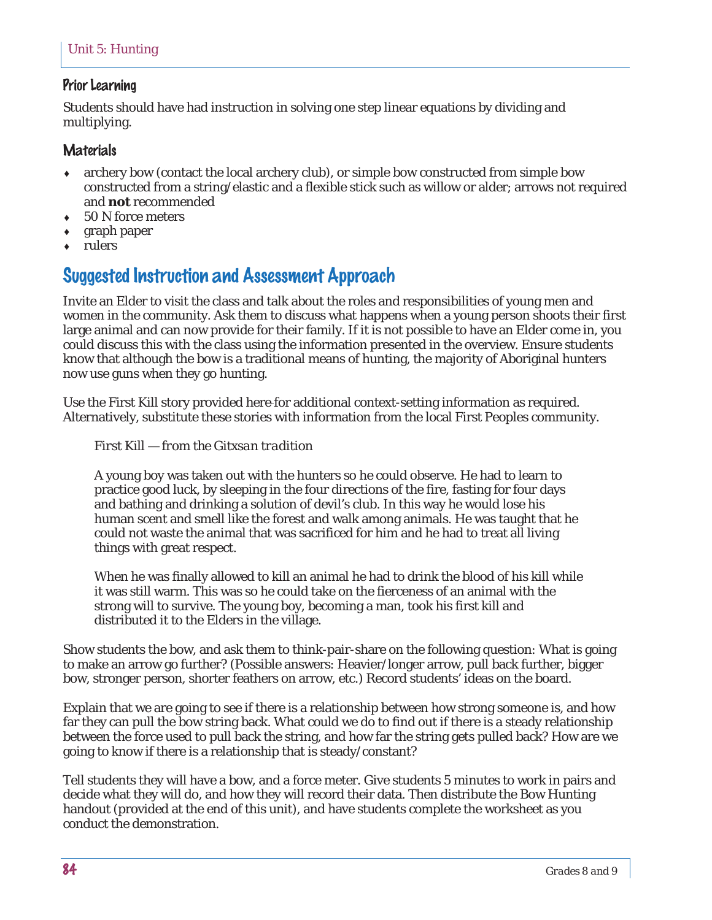## Prior Learning

Students should have had instruction in solving one step linear equations by dividing and multiplying.

## Materials

- archery bow (contact the local archery club), or simple bow constructed from simple bow constructed from a string/elastic and a flexible stick such as willow or alder; arrows not required and **not** recommended
- 50 N force meters
- graph paper
- rulers

# Suggested Instruction and Assessment Approach

Invite an Elder to visit the class and talk about the roles and responsibilities of young men and women in the community. Ask them to discuss what happens when a young person shoots their first large animal and can now provide for their family. If it is not possible to have an Elder come in, you could discuss this with the class using the information presented in the overview. Ensure students know that although the bow is a traditional means of hunting, the majority of Aboriginal hunters now use guns when they go hunting.

Use the First Kill story provided here for additional context-setting information as required. Alternatively, substitute these stories with information from the local First Peoples community.

> First Kill — *from the Gitxsan tradition*
>
> A young boy was taken out with the hunters so he could observe. He had to learn to practice good luck, by sleeping in the four directions of the fire, fasting for four days and bathing and drinking a solution of devil's club. In this way he would lose his human scent and smell like the forest and walk among animals. He was taught that he could not waste the animal that was sacrificed for him and he had to treat all living things with great respect.
>
> When he was finally allowed to kill an animal he had to drink the blood of his kill while it was still warm. This was so he could take on the fierceness of an animal with the strong will to survive. The young boy, becoming a man, took his first kill and distributed it to the Elders in the village.

Show students the bow, and ask them to think-pair-share on the following question: What is going to make an arrow go further? (Possible answers: Heavier/longer arrow, pull back further, bigger bow, stronger person, shorter feathers on arrow, etc.) Record students' ideas on the board.

Explain that we are going to see if there is a relationship between how strong someone is, and how far they can pull the bow string back. What could we do to find out if there is a steady relationship between the force used to pull back the string, and how far the string gets pulled back? How are we going to know if there is a relationship that is steady/constant?

Tell students they will have a bow, and a force meter. Give students 5 minutes to work in pairs and decide what they will do, and how they will record their data. Then distribute the Bow Hunting handout (provided at the end of this unit), and have students complete the worksheet as you conduct the demonstration.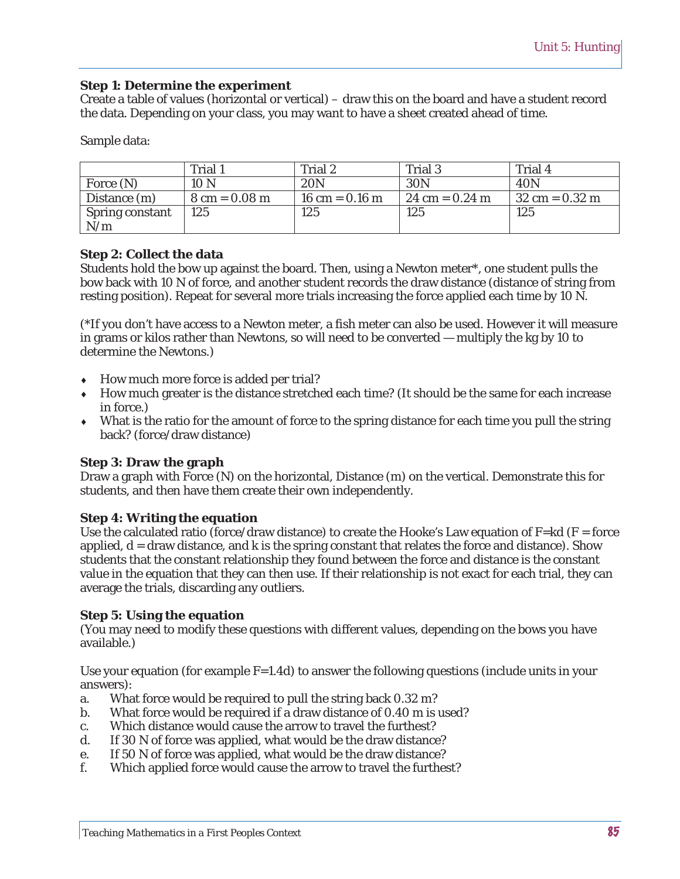**Step 1: Determine the experiment**
Create a table of values (horizontal or vertical) – draw this on the board and have a student record the data. Depending on your class, you may want to have a sheet created ahead of time.

Sample data:

| | Trial 1 | Trial 2 | Trial 3 | Trial 4 |
|---|---|---|---|---|
| Force (N) | 10 N | 20N | 30N | 40N |
| Distance (m) | 8 cm = 0.08 m | 16 cm = 0.16 m | 24 cm = 0.24 m | 32 cm = 0.32 m |
| Spring constant N/m | 125 | 125 | 125 | 125 |

**Step 2: Collect the data**
Students hold the bow up against the board. Then, using a Newton meter*, one student pulls the bow back with 10 N of force, and another student records the draw distance (distance of string from resting position). Repeat for several more trials increasing the force applied each time by 10 N.

(*If you don't have access to a Newton meter, a fish meter can also be used. However it will measure in grams or kilos rather than Newtons, so will need to be converted — multiply the kg by 10 to determine the Newtons.)

- How much more force is added per trial?
- How much greater is the distance stretched each time? (It should be the same for each increase in force.)
- What is the ratio for the amount of force to the spring distance for each time you pull the string back? (force/draw distance)

**Step 3: Draw the graph**
Draw a graph with Force (N) on the horizontal, Distance (m) on the vertical. Demonstrate this for students, and then have them create their own independently.

**Step 4: Writing the equation**
Use the calculated ratio (force/draw distance) to create the Hooke's Law equation of $F=kd$ ($F$ = force applied, $d$ = draw distance, and $k$ is the spring constant that relates the force and distance). Show students that the constant relationship they found between the force and distance is the constant value in the equation that they can then use. If their relationship is not exact for each trial, they can average the trials, discarding any outliers.

**Step 5: Using the equation**
(You may need to modify these questions with different values, depending on the bows you have available.)

Use your equation (for example $F=1.4d$) to answer the following questions (include units in your answers):

a. What force would be required to pull the string back 0.32 m?
b. What force would be required if a draw distance of 0.40 m is used?
c. Which distance would cause the arrow to travel the furthest?
d. If 30 N of force was applied, what would be the draw distance?
e. If 50 N of force was applied, what would be the draw distance?
f. Which applied force would cause the arrow to travel the furthest?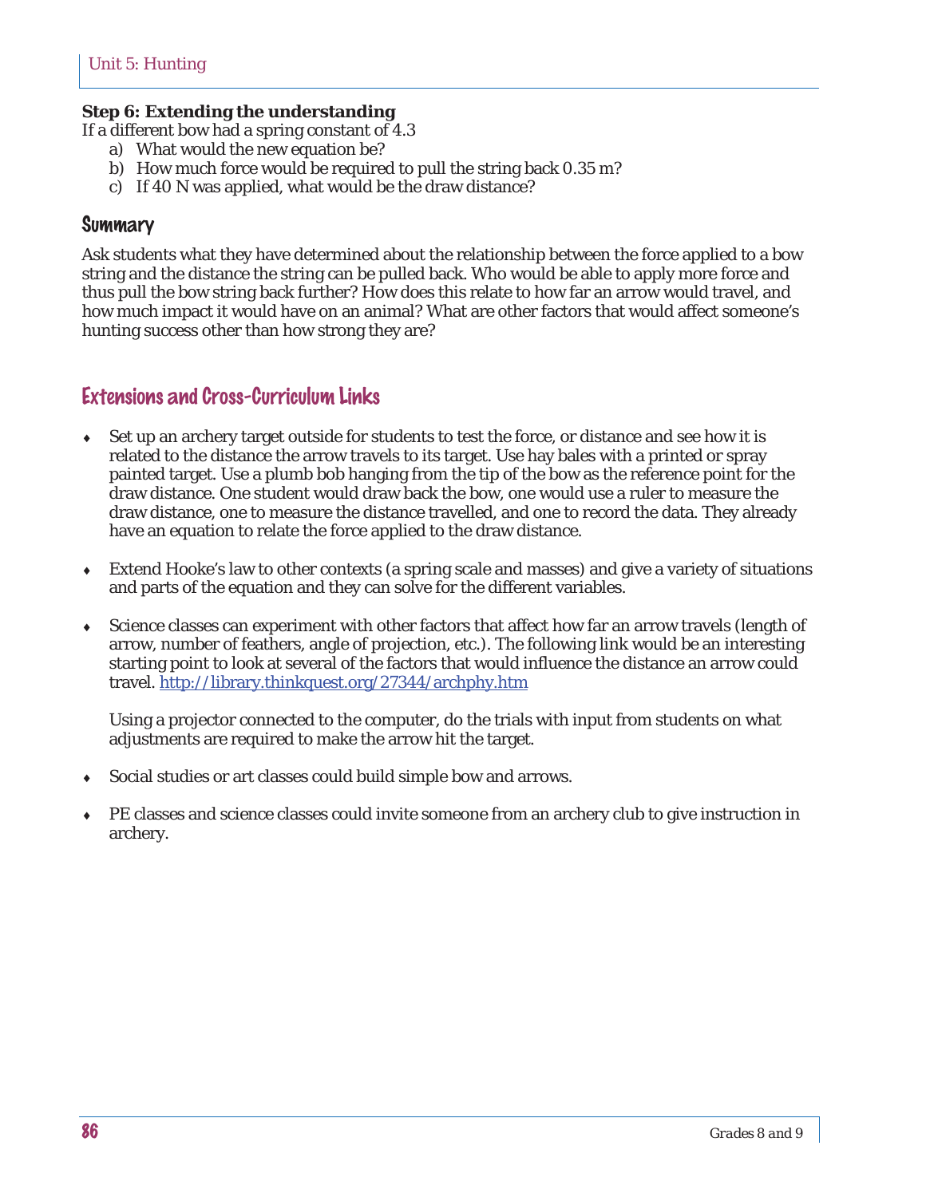**Step 6: Extending the understanding**

If a different bow had a spring constant of 4.3

a) What would the new equation be?
b) How much force would be required to pull the string back 0.35 m?
c) If 40 N was applied, what would be the draw distance?

## Summary

Ask students what they have determined about the relationship between the force applied to a bow string and the distance the string can be pulled back. Who would be able to apply more force and thus pull the bow string back further? How does this relate to how far an arrow would travel, and how much impact it would have on an animal? What are other factors that would affect someone's hunting success other than how strong they are?

## Extensions and Cross-Curriculum Links

- Set up an archery target outside for students to test the force, or distance and see how it is related to the distance the arrow travels to its target. Use hay bales with a printed or spray painted target. Use a plumb bob hanging from the tip of the bow as the reference point for the draw distance. One student would draw back the bow, one would use a ruler to measure the draw distance, one to measure the distance travelled, and one to record the data. They already have an equation to relate the force applied to the draw distance.

- Extend Hooke's law to other contexts (a spring scale and masses) and give a variety of situations and parts of the equation and they can solve for the different variables.

- Science classes can experiment with other factors that affect how far an arrow travels (length of arrow, number of feathers, angle of projection, etc.). The following link would be an interesting starting point to look at several of the factors that would influence the distance an arrow could travel. http://library.thinkquest.org/27344/archphy.htm

  Using a projector connected to the computer, do the trials with input from students on what adjustments are required to make the arrow hit the target.

- Social studies or art classes could build simple bow and arrows.

- PE classes and science classes could invite someone from an archery club to give instruction in archery.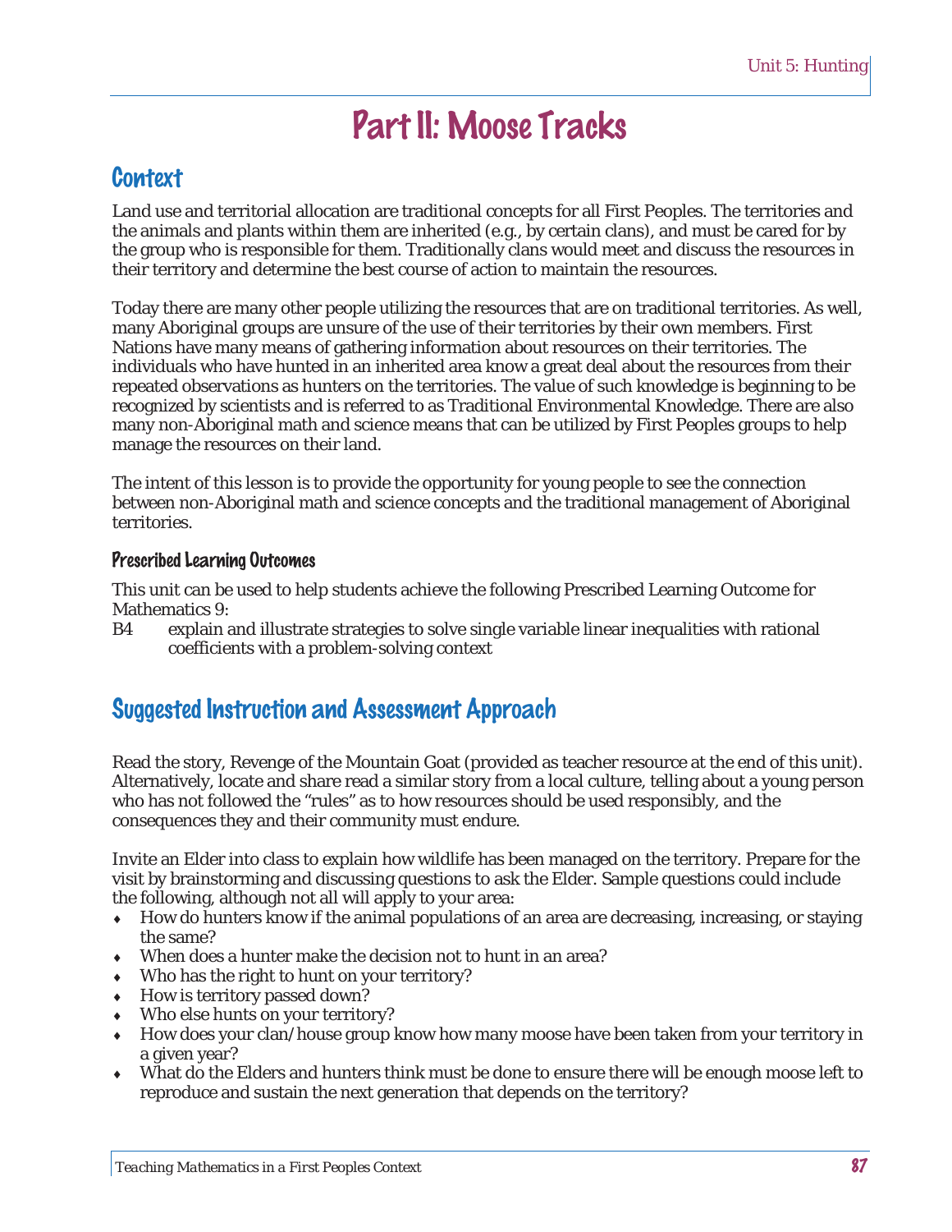# Part II: Moose Tracks

## Context

Land use and territorial allocation are traditional concepts for all First Peoples. The territories and the animals and plants within them are inherited (e.g., by certain clans), and must be cared for by the group who is responsible for them. Traditionally clans would meet and discuss the resources in their territory and determine the best course of action to maintain the resources.

Today there are many other people utilizing the resources that are on traditional territories. As well, many Aboriginal groups are unsure of the use of their territories by their own members. First Nations have many means of gathering information about resources on their territories. The individuals who have hunted in an inherited area know a great deal about the resources from their repeated observations as hunters on the territories. The value of such knowledge is beginning to be recognized by scientists and is referred to as Traditional Environmental Knowledge. There are also many non-Aboriginal math and science means that can be utilized by First Peoples groups to help manage the resources on their land.

The intent of this lesson is to provide the opportunity for young people to see the connection between non-Aboriginal math and science concepts and the traditional management of Aboriginal territories.

### Prescribed Learning Outcomes

This unit can be used to help students achieve the following Prescribed Learning Outcome for Mathematics 9:

B4 explain and illustrate strategies to solve single variable linear inequalities with rational coefficients with a problem-solving context

## Suggested Instruction and Assessment Approach

Read the story, Revenge of the Mountain Goat (provided as teacher resource at the end of this unit). Alternatively, locate and share read a similar story from a local culture, telling about a young person who has not followed the "rules" as to how resources should be used responsibly, and the consequences they and their community must endure.

Invite an Elder into class to explain how wildlife has been managed on the territory. Prepare for the visit by brainstorming and discussing questions to ask the Elder. Sample questions could include the following, although not all will apply to your area:

- How do hunters know if the animal populations of an area are decreasing, increasing, or staying the same?
- When does a hunter make the decision not to hunt in an area?
- Who has the right to hunt on your territory?
- How is territory passed down?
- Who else hunts on your territory?
- How does your clan/house group know how many moose have been taken from your territory in a given year?
- What do the Elders and hunters think must be done to ensure there will be enough moose left to reproduce and sustain the next generation that depends on the territory?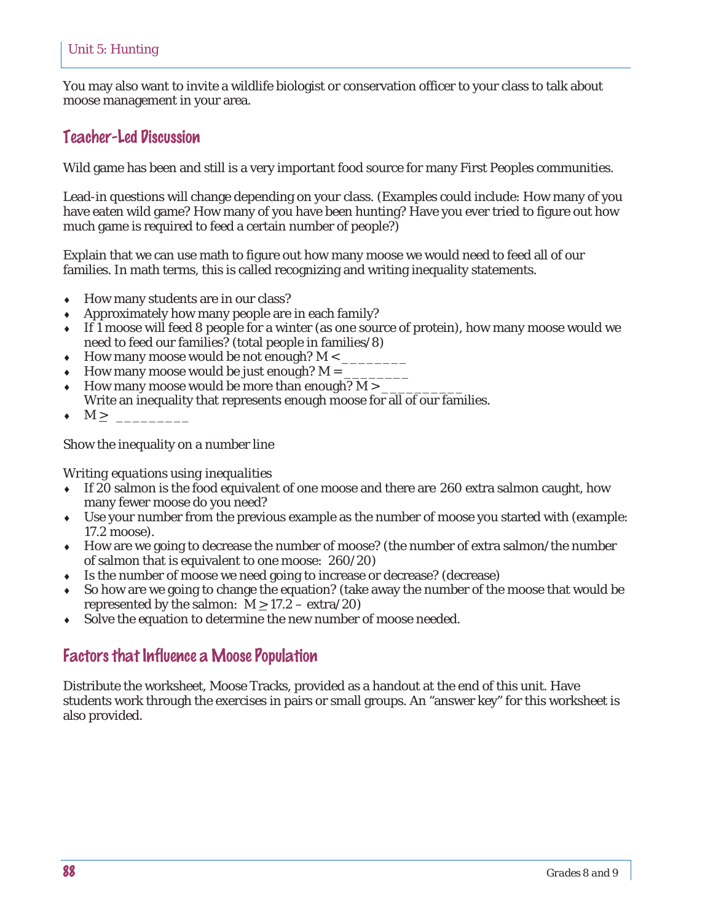You may also want to invite a wildlife biologist or conservation officer to your class to talk about moose management in your area.

## Teacher-Led Discussion

Wild game has been and still is a very important food source for many First Peoples communities.

Lead-in questions will change depending on your class. (Examples could include: How many of you have eaten wild game? How many of you have been hunting? Have you ever tried to figure out how much game is required to feed a certain number of people?)

Explain that we can use math to figure out how many moose we would need to feed all of our families. In math terms, this is called recognizing and writing inequality statements.

- How many students are in our class?
- Approximately how many people are in each family?
- If 1 moose will feed 8 people for a winter (as one source of protein), how many moose would we need to feed our families? (total people in families/8)
- How many moose would be not enough? $M <$ ________
- How many moose would be just enough? $M =$ ________
- How many moose would be more than enough? $M >$ __________
  Write an inequality that represents enough moose for all of our families.
- $M \geq$ _________

Show the inequality on a number line

*Writing equations using inequalities*

- If 20 salmon is the food equivalent of one moose and there are 260 extra salmon caught, how many fewer moose do you need?
- Use your number from the previous example as the number of moose you started with (example: 17.2 moose).
- How are we going to decrease the number of moose? (the number of extra salmon/the number of salmon that is equivalent to one moose: 260/20)
- Is the number of moose we need going to increase or decrease? (decrease)
- So how are we going to change the equation? (take away the number of the moose that would be represented by the salmon: $M \geq 17.2 - \text{extra}/20$)
- Solve the equation to determine the new number of moose needed.

## Factors that Influence a Moose Population

Distribute the worksheet, Moose Tracks, provided as a handout at the end of this unit. Have students work through the exercises in pairs or small groups. An "answer key" for this worksheet is also provided.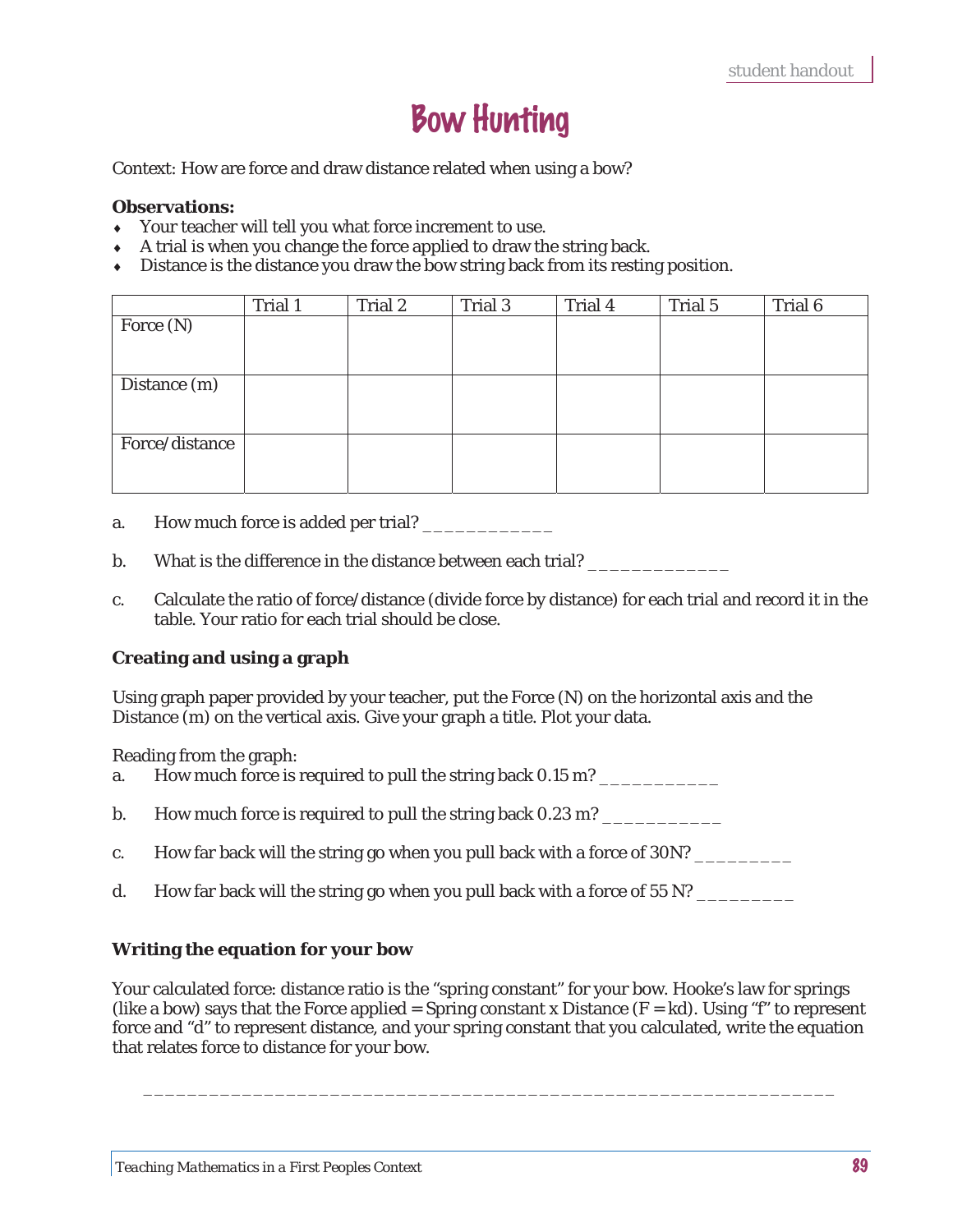# Bow Hunting

Context: How are force and draw distance related when using a bow?

**Observations:**

- Your teacher will tell you what force increment to use.
- A trial is when you change the force applied to draw the string back.
- Distance is the distance you draw the bow string back from its resting position.

| | Trial 1 | Trial 2 | Trial 3 | Trial 4 | Trial 5 | Trial 6 |
|---|---|---|---|---|---|---|
| Force (N) | | | | | | |
| Distance (m) | | | | | | |
| Force/distance | | | | | | |

a. How much force is added per trial? ____________

b. What is the difference in the distance between each trial? _____________

c. Calculate the ratio of force/distance (divide force by distance) for each trial and record it in the table. Your ratio for each trial should be close.

**Creating and using a graph**

Using graph paper provided by your teacher, put the Force (N) on the horizontal axis and the Distance (m) on the vertical axis. Give your graph a title. Plot your data.

Reading from the graph:

a. How much force is required to pull the string back 0.15 m? ___________

b. How much force is required to pull the string back 0.23 m? ___________

c. How far back will the string go when you pull back with a force of 30N? _________

d. How far back will the string go when you pull back with a force of 55 N? _________

**Writing the equation for your bow**

Your calculated force: distance ratio is the "spring constant" for your bow. Hooke's law for springs (like a bow) says that the Force applied = Spring constant x Distance ($F = kd$). Using "f" to represent force and "d" to represent distance, and your spring constant that you calculated, write the equation that relates force to distance for your bow.

_______________________________________________________________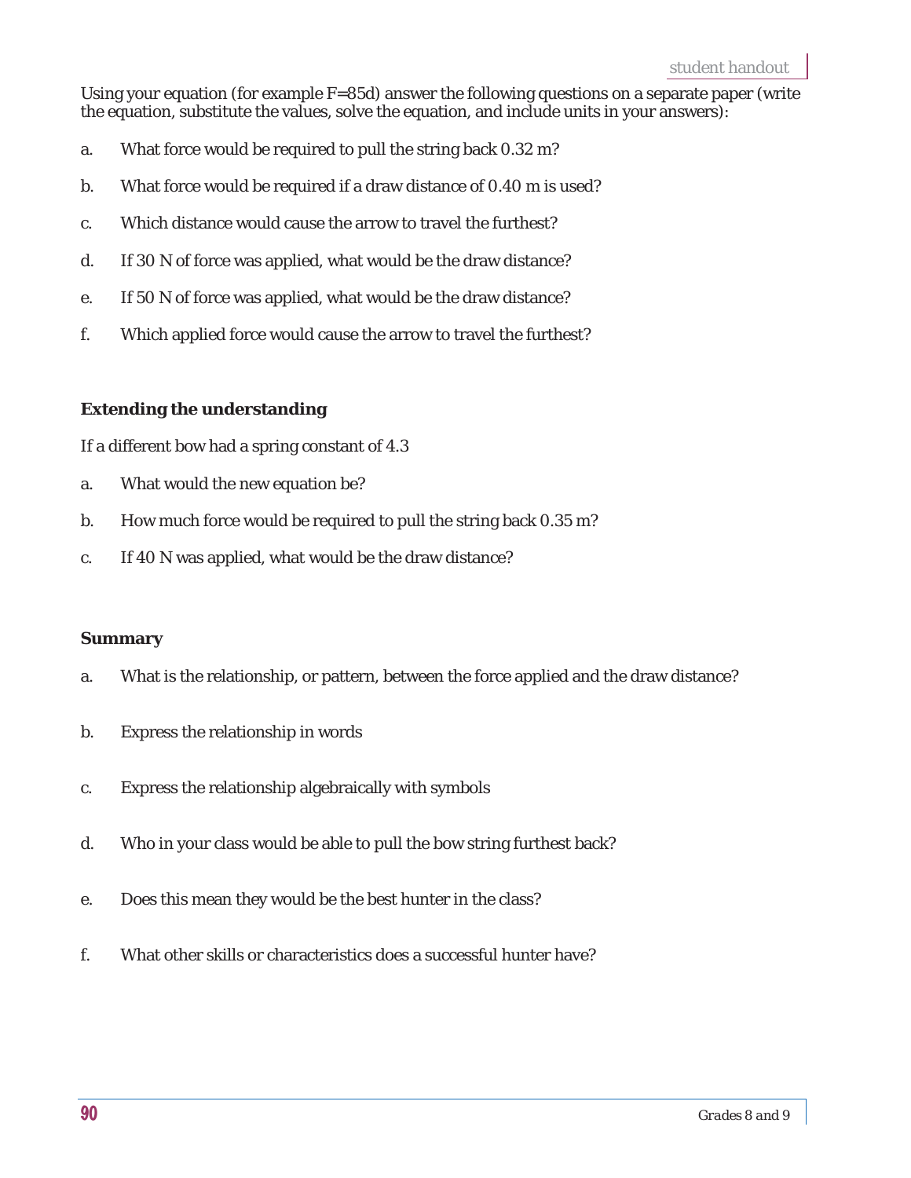Using your equation (for example $F=85d$) answer the following questions on a separate paper (write the equation, substitute the values, solve the equation, and include units in your answers):

a. What force would be required to pull the string back 0.32 m?

b. What force would be required if a draw distance of 0.40 m is used?

c. Which distance would cause the arrow to travel the furthest?

d. If 30 N of force was applied, what would be the draw distance?

e. If 50 N of force was applied, what would be the draw distance?

f. Which applied force would cause the arrow to travel the furthest?

**Extending the understanding**

If a different bow had a spring constant of 4.3

a. What would the new equation be?

b. How much force would be required to pull the string back 0.35 m?

c. If 40 N was applied, what would be the draw distance?

**Summary**

a. What is the relationship, or pattern, between the force applied and the draw distance?

b. Express the relationship in words

c. Express the relationship algebraically with symbols

d. Who in your class would be able to pull the bow string furthest back?

e. Does this mean they would be the best hunter in the class?

f. What other skills or characteristics does a successful hunter have?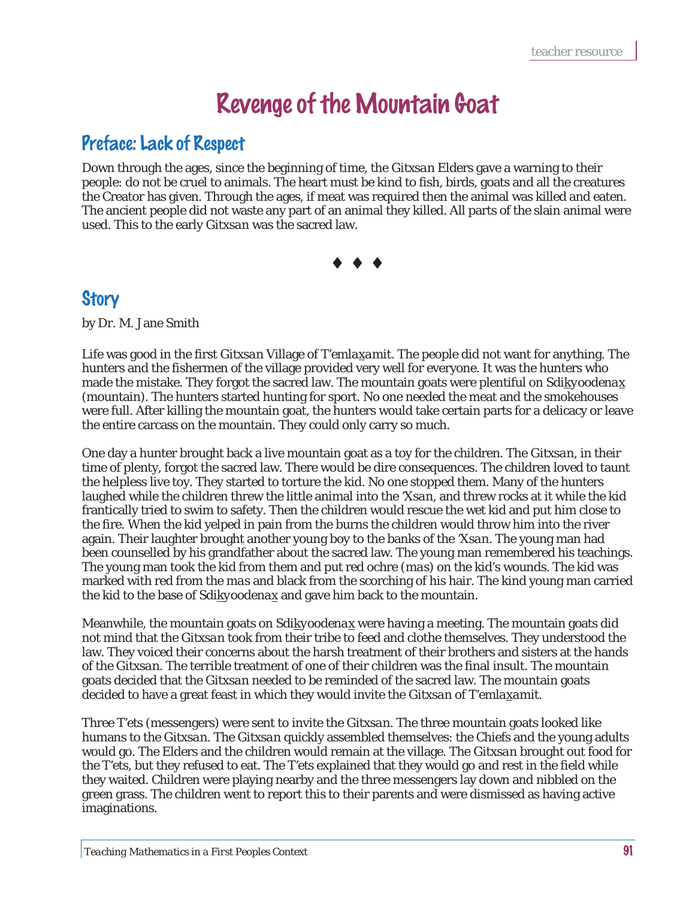# Revenge of the Mountain Goat

## Preface: Lack of Respect

Down through the ages, since the beginning of time, the *Gitxsan* Elders gave a warning to their people: do not be cruel to animals. The heart must be kind to fish, birds, goats and all the creatures the Creator has given. Through the ages, if meat was required then the animal was killed and eaten. The ancient people did not waste any part of an animal they killed. All parts of the slain animal were used. This to the early *Gitxsan* was the sacred law.

♦ ♦ ♦

## Story

by Dr. M. Jane Smith

Life was good in the first *Gitxsan* Village of T'emla*x*amit. The people did not want for anything. The hunters and the fishermen of the village provided very well for everyone. It was the hunters who made the mistake. They forgot the sacred law. The mountain goats were plentiful on Sdi*k*yoodena*x* (mountain). The hunters started hunting for sport. No one needed the meat and the smokehouses were full. After killing the mountain goat, the hunters would take certain parts for a delicacy or leave the entire carcass on the mountain. They could only carry so much.

One day a hunter brought back a live mountain goat as a toy for the children. The *Gitxsan*, in their time of plenty, forgot the sacred law. There would be dire consequences. The children loved to taunt the helpless live toy. They started to torture the kid. No one stopped them. Many of the hunters laughed while the children threw the little animal into the *'Xsan*, and threw rocks at it while the kid frantically tried to swim to safety. Then the children would rescue the wet kid and put him close to the fire. When the kid yelped in pain from the burns the children would throw him into the river again. Their laughter brought another young boy to the banks of the *'Xsan*. The young man had been counselled by his grandfather about the sacred law. The young man remembered his teachings. The young man took the kid from them and put red ochre (*mas*) on the kid's wounds. The kid was marked with red from the *mas* and black from the scorching of his hair. The kind young man carried the kid to the base of Sdi*k*yoodena*x* and gave him back to the mountain.

Meanwhile, the mountain goats on Sdi*k*yoodena*x* were having a meeting. The mountain goats did not mind that the *Gitxsan* took from their tribe to feed and clothe themselves. They understood the law. They voiced their concerns about the harsh treatment of their brothers and sisters at the hands of the Gitxsan. The terrible treatment of one of their children was the final insult. The mountain goats decided that the *Gitxsan* needed to be reminded of the sacred law. The mountain goats decided to have a great feast in which they would invite the *Gitxsan* of T'emla*x*amit.

Three T'ets (messengers) were sent to invite the *Gitxsan*. The three mountain goats looked like humans to the *Gitxsan*. The *Gitxsan* quickly assembled themselves: the Chiefs and the young adults would go. The Elders and the children would remain at the village. The *Gitxsan* brought out food for the T'ets, but they refused to eat. The T'ets explained that they would go and rest in the field while they waited. Children were playing nearby and the three messengers lay down and nibbled on the green grass. The children went to report this to their parents and were dismissed as having active imaginations.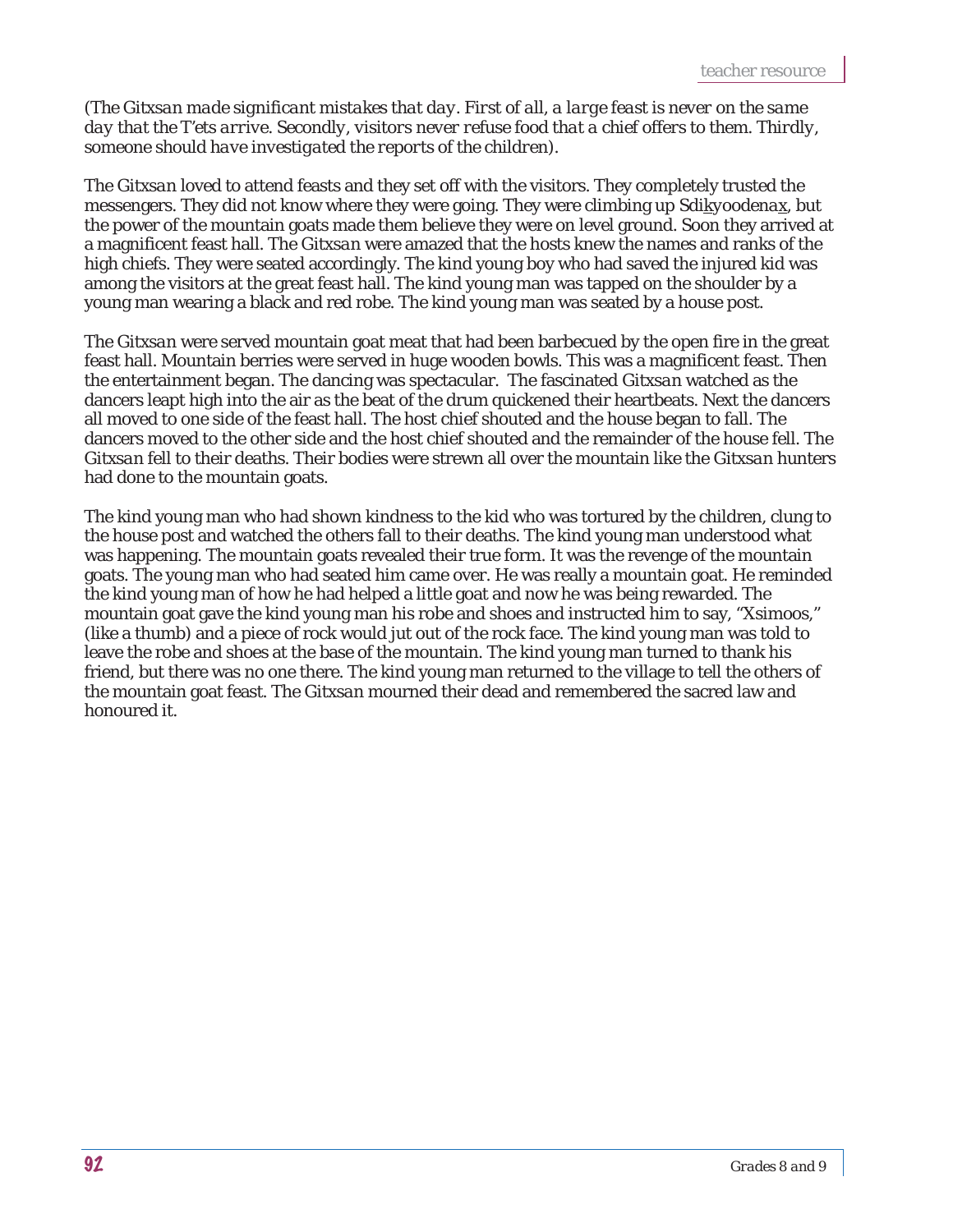*(The Gitxsan made significant mistakes that day. First of all, a large feast is never on the same day that the T'ets arrive. Secondly, visitors never refuse food that a chief offers to them. Thirdly, someone should have investigated the reports of the children).*

The *Gitxsan* loved to attend feasts and they set off with the visitors. They completely trusted the messengers. They did not know where they were going. They were climbing up Sdi<u>k</u>yoodena<u>x</u>, but the power of the mountain goats made them believe they were on level ground. Soon they arrived at a magnificent feast hall. The *Gitxsan* were amazed that the hosts knew the names and ranks of the high chiefs. They were seated accordingly. The kind young boy who had saved the injured kid was among the visitors at the great feast hall. The kind young man was tapped on the shoulder by a young man wearing a black and red robe. The kind young man was seated by a house post.

The *Gitxsan* were served mountain goat meat that had been barbecued by the open fire in the great feast hall. Mountain berries were served in huge wooden bowls. This was a magnificent feast. Then the entertainment began. The dancing was spectacular. The fascinated *Gitxsan* watched as the dancers leapt high into the air as the beat of the drum quickened their heartbeats. Next the dancers all moved to one side of the feast hall. The host chief shouted and the house began to fall. The dancers moved to the other side and the host chief shouted and the remainder of the house fell. The *Gitxsan* fell to their deaths. Their bodies were strewn all over the mountain like the *Gitxsan* hunters had done to the mountain goats.

The kind young man who had shown kindness to the kid who was tortured by the children, clung to the house post and watched the others fall to their deaths. The kind young man understood what was happening. The mountain goats revealed their true form. It was the revenge of the mountain goats. The young man who had seated him came over. He was really a mountain goat. He reminded the kind young man of how he had helped a little goat and now he was being rewarded. The mountain goat gave the kind young man his robe and shoes and instructed him to say, "Xsimoos," (like a thumb) and a piece of rock would jut out of the rock face. The kind young man was told to leave the robe and shoes at the base of the mountain. The kind young man turned to thank his friend, but there was no one there. The kind young man returned to the village to tell the others of the mountain goat feast. The *Gitxsan* mourned their dead and remembered the sacred law and honoured it.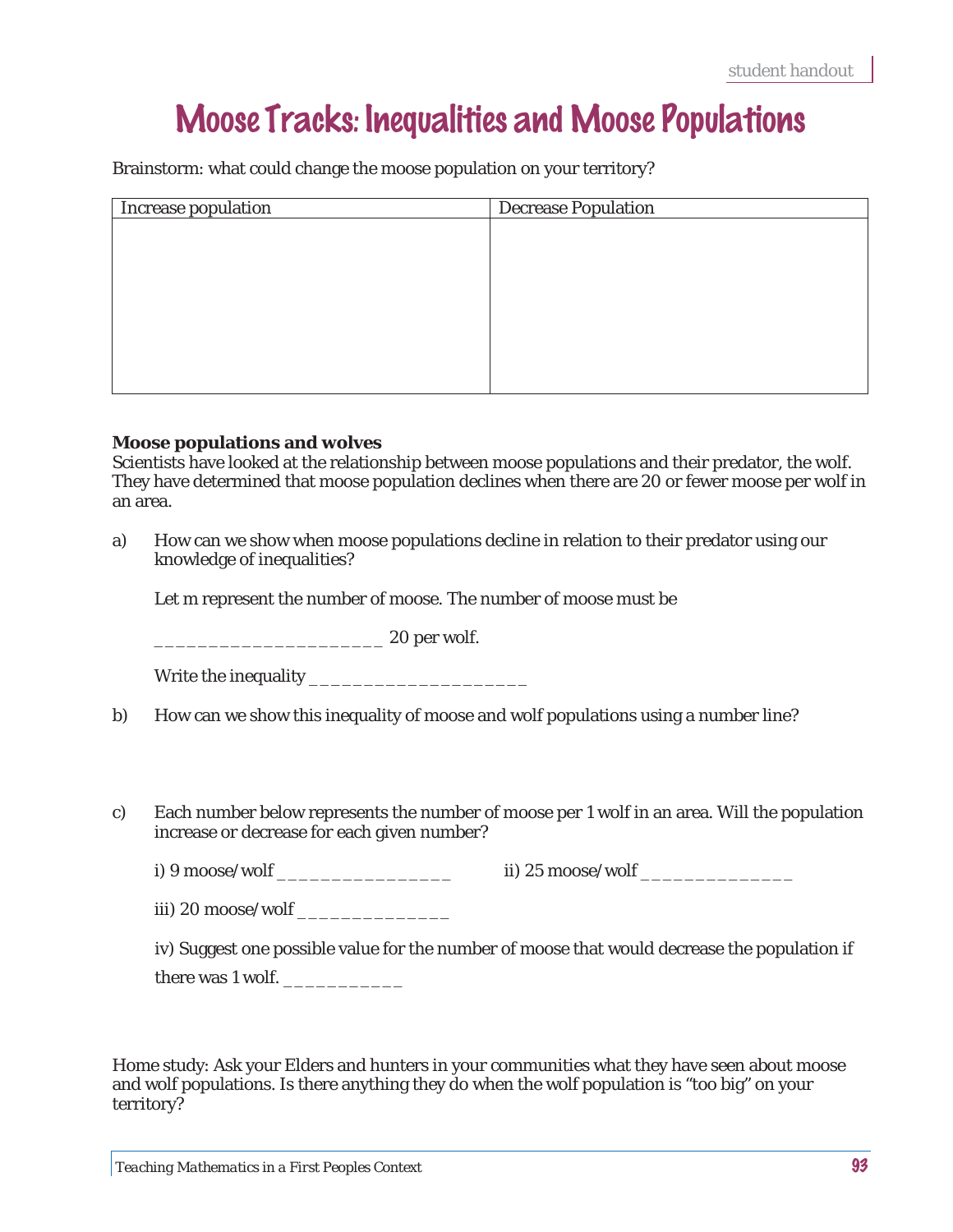# Moose Tracks: Inequalities and Moose Populations

Brainstorm: what could change the moose population on your territory?

| Increase population | Decrease Population |
| --- | --- |
| | |

**Moose populations and wolves**
Scientists have looked at the relationship between moose populations and their predator, the wolf. They have determined that moose population declines when there are 20 or fewer moose per wolf in an area.

a) How can we show when moose populations decline in relation to their predator using our knowledge of inequalities?

Let m represent the number of moose. The number of moose must be

_____________________ 20 per wolf.

Write the inequality ____________________

b) How can we show this inequality of moose and wolf populations using a number line?

c) Each number below represents the number of moose per 1 wolf in an area. Will the population increase or decrease for each given number?

i) 9 moose/wolf ________________ ii) 25 moose/wolf ______________

iii) 20 moose/wolf ______________

iv) Suggest one possible value for the number of moose that would decrease the population if there was 1 wolf. ___________

Home study: Ask your Elders and hunters in your communities what they have seen about moose and wolf populations. Is there anything they do when the wolf population is "too big" on your territory?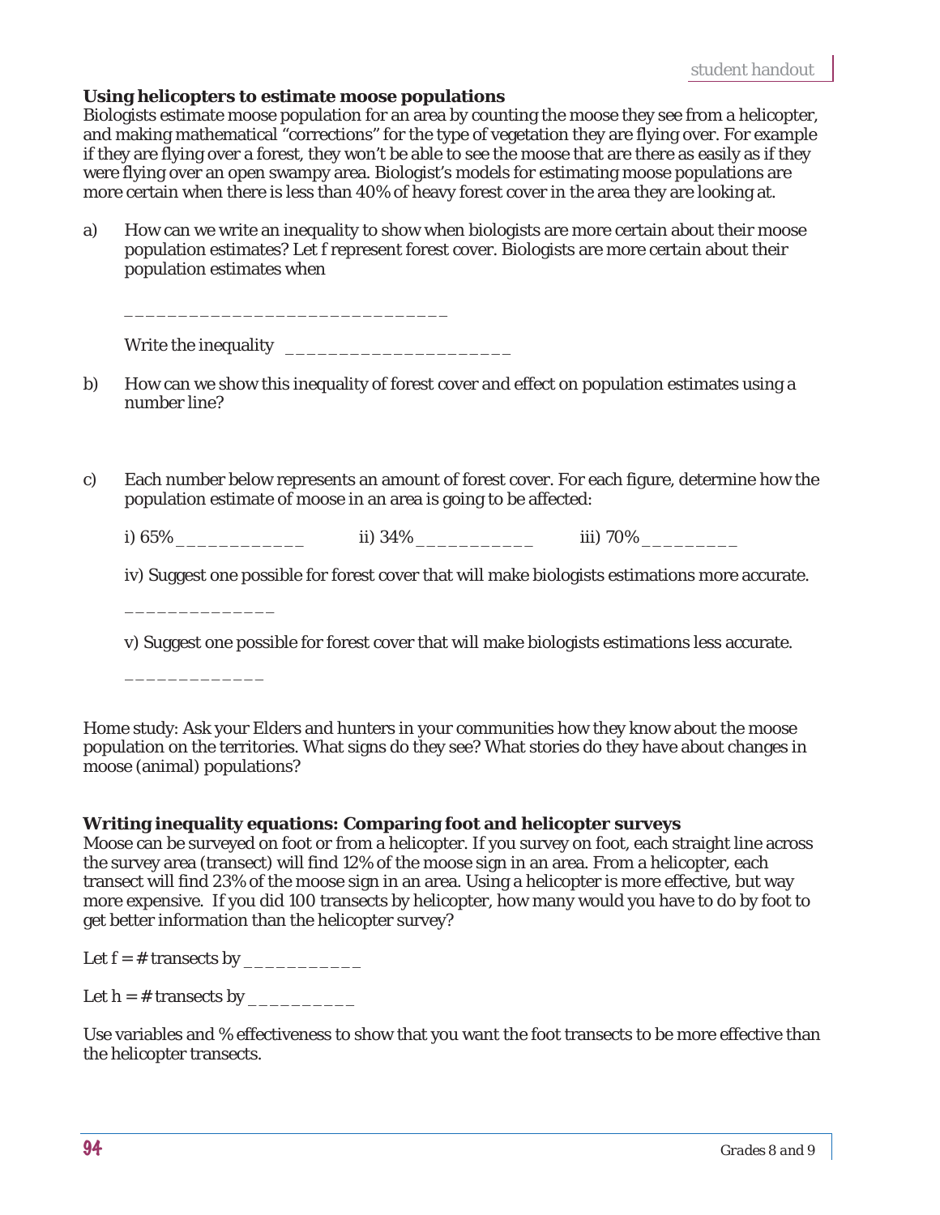**Using helicopters to estimate moose populations**
Biologists estimate moose population for an area by counting the moose they see from a helicopter, and making mathematical "corrections" for the type of vegetation they are flying over. For example if they are flying over a forest, they won't be able to see the moose that are there as easily as if they were flying over an open swampy area. Biologist's models for estimating moose populations are more certain when there is less than 40% of heavy forest cover in the area they are looking at.

a) How can we write an inequality to show when biologists are more certain about their moose population estimates? Let f represent forest cover. Biologists are more certain about their population estimates when

   ______________________________

   Write the inequality _____________________

b) How can we show this inequality of forest cover and effect on population estimates using a number line?

c) Each number below represents an amount of forest cover. For each figure, determine how the population estimate of moose in an area is going to be affected:

   i) 65%____________   ii) 34%___________   iii) 70%_________

   iv) Suggest one possible for forest cover that will make biologists estimations more accurate.

   ______________

   v) Suggest one possible for forest cover that will make biologists estimations less accurate.

   _____________

Home study: Ask your Elders and hunters in your communities how they know about the moose population on the territories. What signs do they see? What stories do they have about changes in moose (animal) populations?

**Writing inequality equations: Comparing foot and helicopter surveys**
Moose can be surveyed on foot or from a helicopter. If you survey on foot, each straight line across the survey area (transect) will find 12% of the moose sign in an area. From a helicopter, each transect will find 23% of the moose sign in an area. Using a helicopter is more effective, but way more expensive. If you did 100 transects by helicopter, how many would you have to do by foot to get better information than the helicopter survey?

Let f = # transects by ___________

Let h = # transects by __________

Use variables and % effectiveness to show that you want the foot transects to be more effective than the helicopter transects.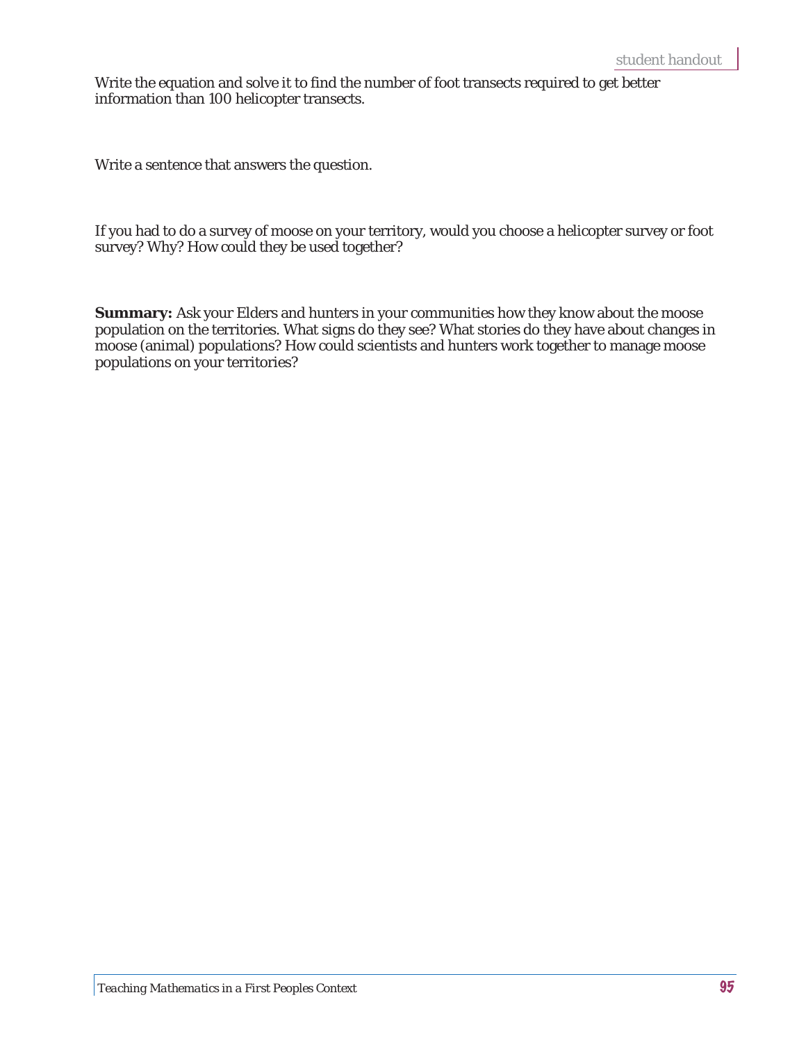Write the equation and solve it to find the number of foot transects required to get better information than 100 helicopter transects.

Write a sentence that answers the question.

If you had to do a survey of moose on your territory, would you choose a helicopter survey or foot survey? Why? How could they be used together?

**Summary:** Ask your Elders and hunters in your communities how they know about the moose population on the territories. What signs do they see? What stories do they have about changes in moose (animal) populations? How could scientists and hunters work together to manage moose populations on your territories?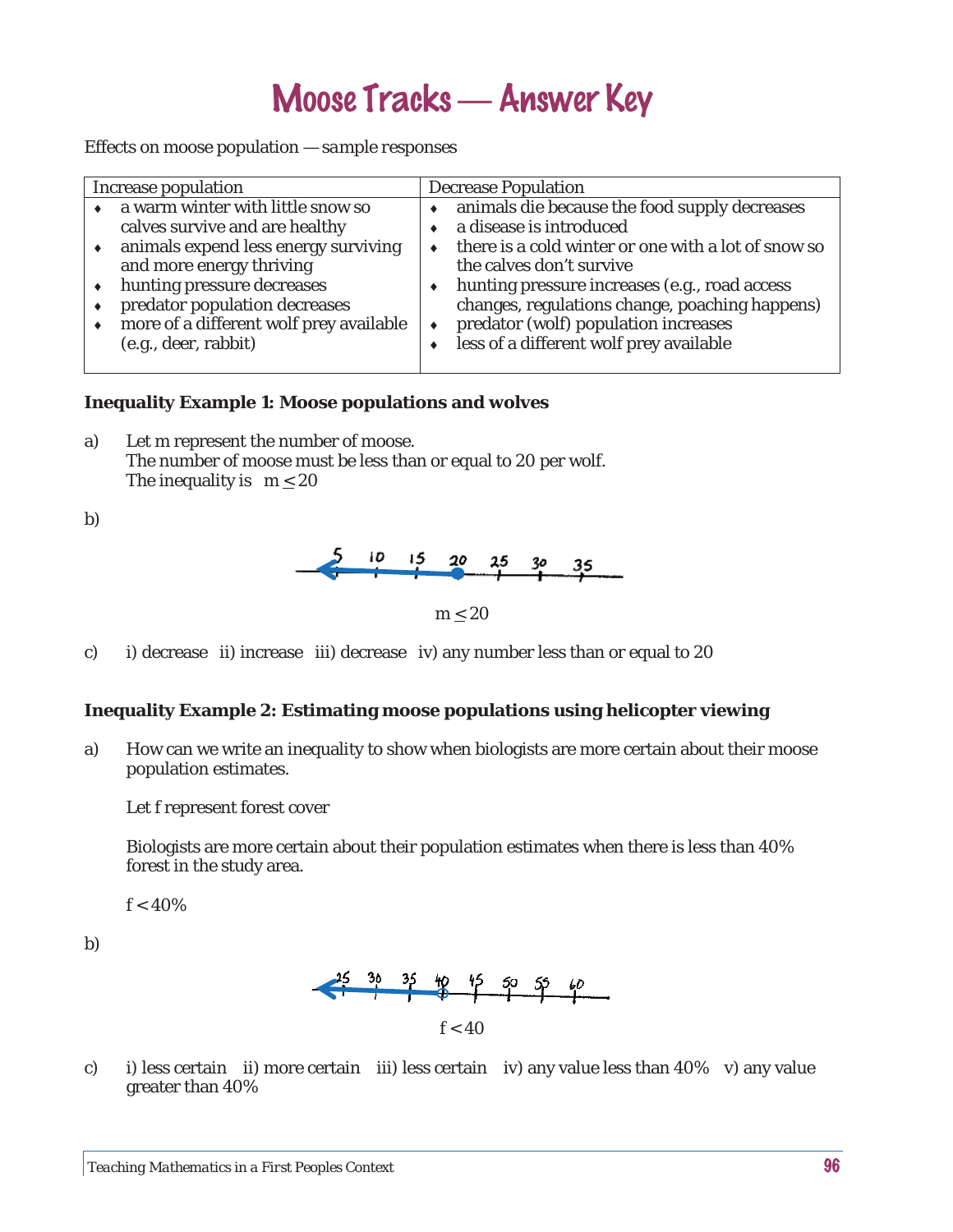# Moose Tracks — Answer Key

Effects on moose population — *sample responses*

| Increase population | Decrease Population |
|---|---|
| • a warm winter with little snow so calves survive and are healthy<br>• animals expend less energy surviving and more energy thriving<br>• hunting pressure decreases<br>• predator population decreases<br>• more of a different wolf prey available (e.g., deer, rabbit) | • animals die because the food supply decreases<br>• a disease is introduced<br>• there is a cold winter or one with a lot of snow so the calves don't survive<br>• hunting pressure increases (e.g., road access changes, regulations change, poaching happens)<br>• predator (wolf) population increases<br>• less of a different wolf prey available |

**Inequality Example 1: Moose populations and wolves**

a) Let m represent the number of moose.
The number of moose must be less than or equal to 20 per wolf.
The inequality is $m \leq 20$

b)

$m \leq 20$

c) i) decrease ii) increase iii) decrease iv) any number less than or equal to 20

**Inequality Example 2: Estimating moose populations using helicopter viewing**

a) How can we write an inequality to show when biologists are more certain about their moose population estimates.

Let f represent forest cover

Biologists are more certain about their population estimates when there is less than 40% forest in the study area.

$f < 40\%$

b)

$f < 40$

c) i) less certain ii) more certain iii) less certain iv) any value less than 40% v) any value greater than 40%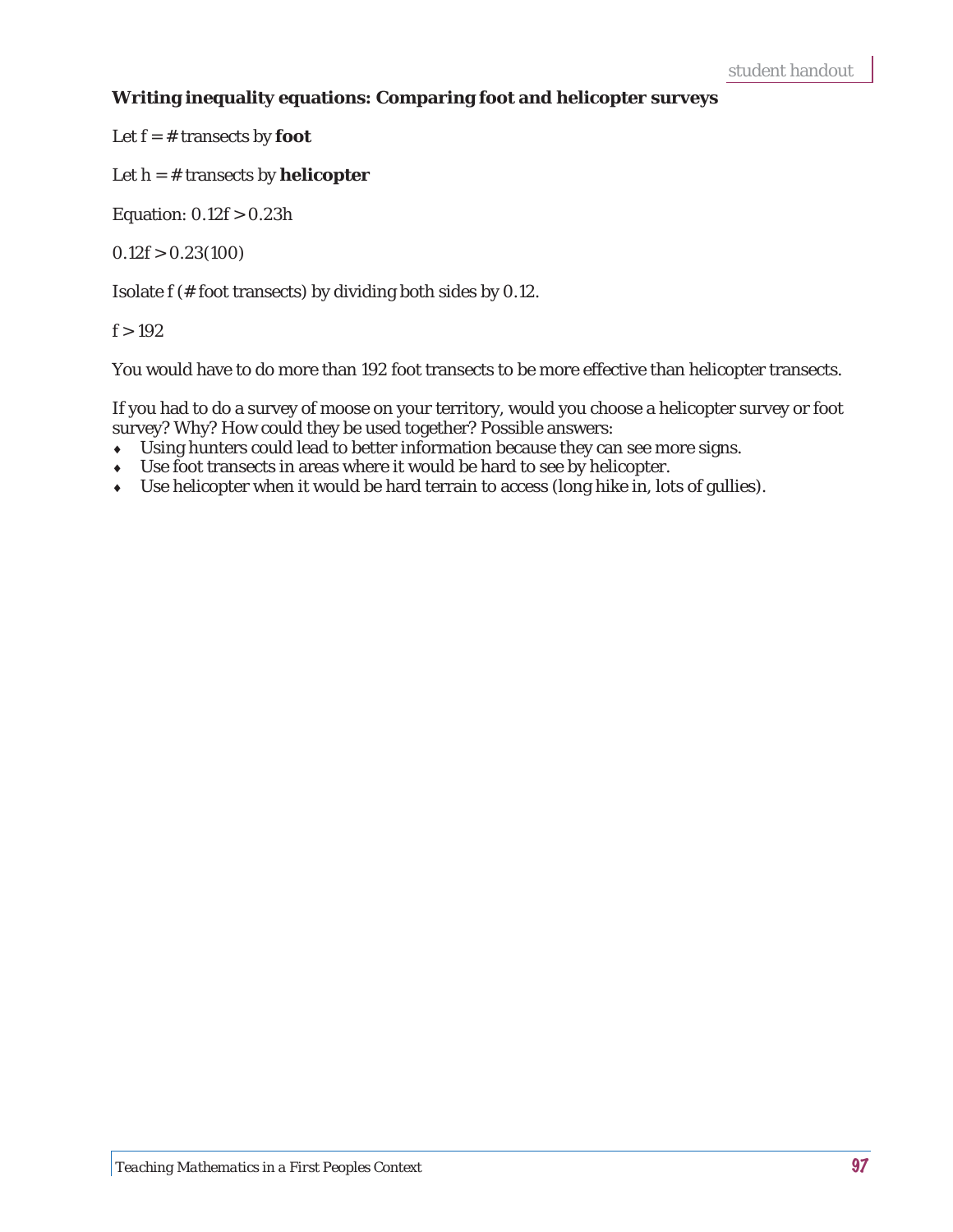**Writing inequality equations: Comparing foot and helicopter surveys**

Let $f$ = # transects by **foot**

Let $h$ = # transects by **helicopter**

Equation: $0.12f > 0.23h$

$0.12f > 0.23(100)$

Isolate $f$ (# foot transects) by dividing both sides by 0.12.

$f > 192$

You would have to do more than 192 foot transects to be more effective than helicopter transects.

If you had to do a survey of moose on your territory, would you choose a helicopter survey or foot survey? Why? How could they be used together? Possible answers:

- Using hunters could lead to better information because they can see more signs.
- Use foot transects in areas where it would be hard to see by helicopter.
- Use helicopter when it would be hard terrain to access (long hike in, lots of gullies).